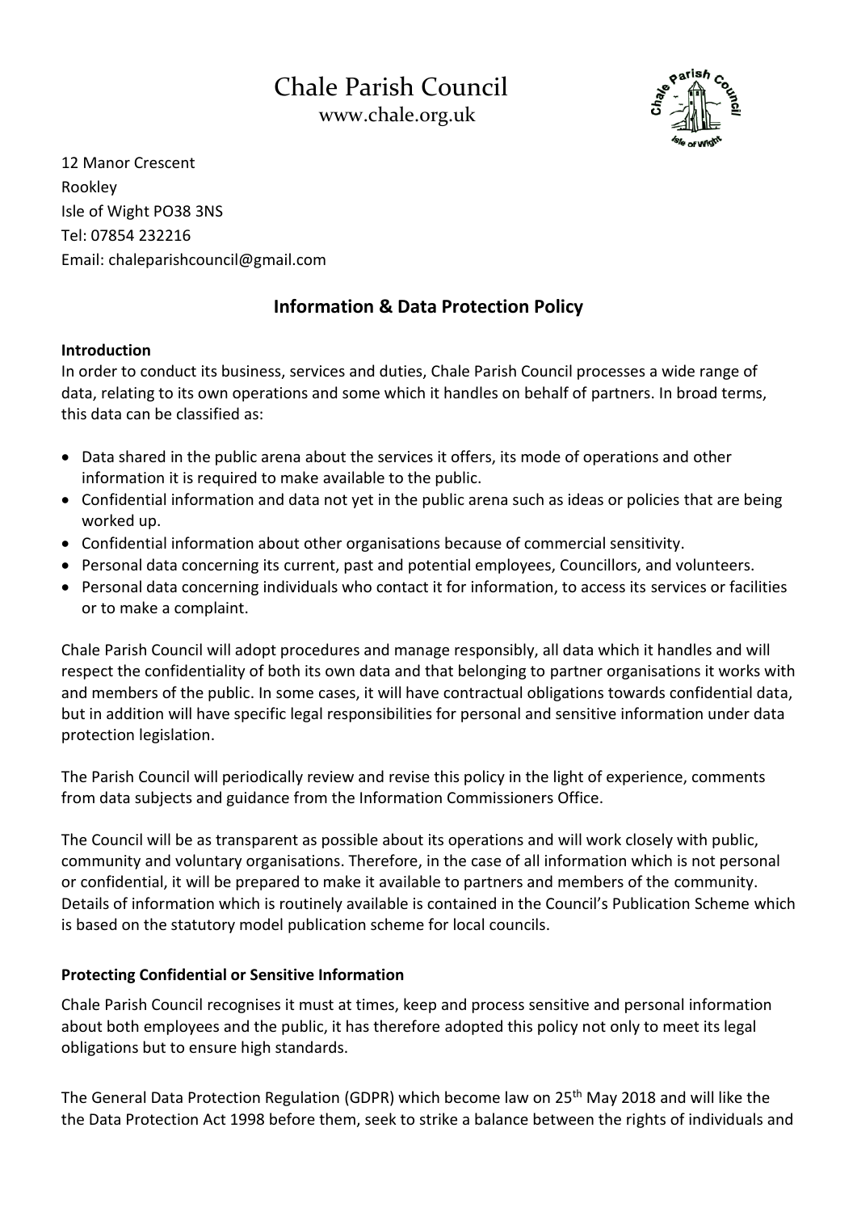# Chale Parish Council

www.chale.org.uk

12 Manor Crescent
Rookley
Isle of Wight PO38 3NS
Tel: 07854 232216
Email: chaleparishcouncil@gmail.com

## Information & Data Protection Policy

**Introduction**

In order to conduct its business, services and duties, Chale Parish Council processes a wide range of data, relating to its own operations and some which it handles on behalf of partners. In broad terms, this data can be classified as:

- Data shared in the public arena about the services it offers, its mode of operations and other information it is required to make available to the public.
- Confidential information and data not yet in the public arena such as ideas or policies that are being worked up.
- Confidential information about other organisations because of commercial sensitivity.
- Personal data concerning its current, past and potential employees, Councillors, and volunteers.
- Personal data concerning individuals who contact it for information, to access its services or facilities or to make a complaint.

Chale Parish Council will adopt procedures and manage responsibly, all data which it handles and will respect the confidentiality of both its own data and that belonging to partner organisations it works with and members of the public. In some cases, it will have contractual obligations towards confidential data, but in addition will have specific legal responsibilities for personal and sensitive information under data protection legislation.

The Parish Council will periodically review and revise this policy in the light of experience, comments from data subjects and guidance from the Information Commissioners Office.

The Council will be as transparent as possible about its operations and will work closely with public, community and voluntary organisations. Therefore, in the case of all information which is not personal or confidential, it will be prepared to make it available to partners and members of the community. Details of information which is routinely available is contained in the Council's Publication Scheme which is based on the statutory model publication scheme for local councils.

**Protecting Confidential or Sensitive Information**

Chale Parish Council recognises it must at times, keep and process sensitive and personal information about both employees and the public, it has therefore adopted this policy not only to meet its legal obligations but to ensure high standards.

The General Data Protection Regulation (GDPR) which become law on 25th May 2018 and will like the the Data Protection Act 1998 before them, seek to strike a balance between the rights of individuals and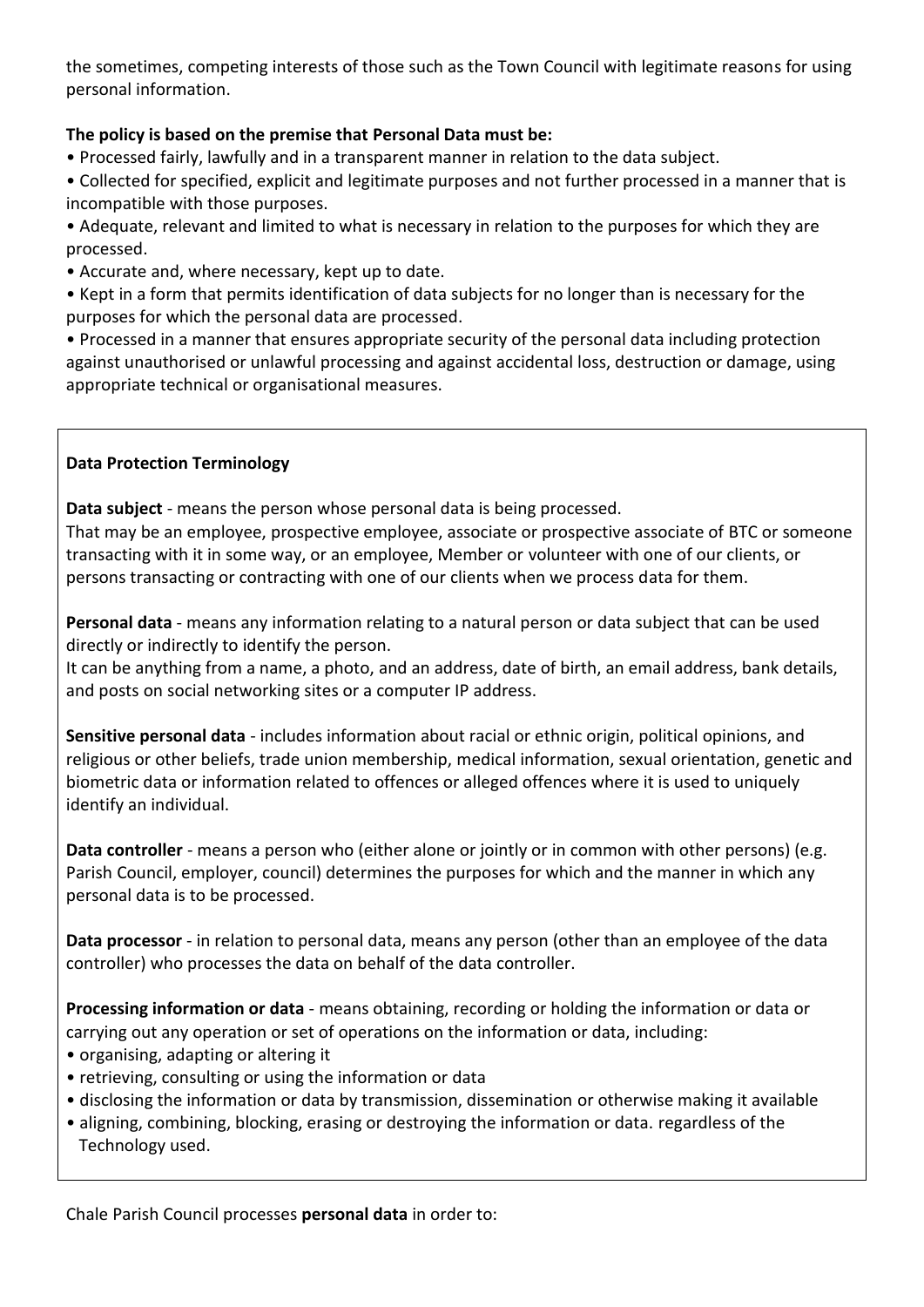the sometimes, competing interests of those such as the Town Council with legitimate reasons for using personal information.

**The policy is based on the premise that Personal Data must be:**

- Processed fairly, lawfully and in a transparent manner in relation to the data subject.
- Collected for specified, explicit and legitimate purposes and not further processed in a manner that is incompatible with those purposes.
- Adequate, relevant and limited to what is necessary in relation to the purposes for which they are processed.
- Accurate and, where necessary, kept up to date.
- Kept in a form that permits identification of data subjects for no longer than is necessary for the purposes for which the personal data are processed.
- Processed in a manner that ensures appropriate security of the personal data including protection against unauthorised or unlawful processing and against accidental loss, destruction or damage, using appropriate technical or organisational measures.

**Data Protection Terminology**

**Data subject** - means the person whose personal data is being processed.
That may be an employee, prospective employee, associate or prospective associate of BTC or someone transacting with it in some way, or an employee, Member or volunteer with one of our clients, or persons transacting or contracting with one of our clients when we process data for them.

**Personal data** - means any information relating to a natural person or data subject that can be used directly or indirectly to identify the person.
It can be anything from a name, a photo, and an address, date of birth, an email address, bank details, and posts on social networking sites or a computer IP address.

**Sensitive personal data** - includes information about racial or ethnic origin, political opinions, and religious or other beliefs, trade union membership, medical information, sexual orientation, genetic and biometric data or information related to offences or alleged offences where it is used to uniquely identify an individual.

**Data controller** - means a person who (either alone or jointly or in common with other persons) (e.g. Parish Council, employer, council) determines the purposes for which and the manner in which any personal data is to be processed.

**Data processor** - in relation to personal data, means any person (other than an employee of the data controller) who processes the data on behalf of the data controller.

**Processing information or data** - means obtaining, recording or holding the information or data or carrying out any operation or set of operations on the information or data, including:

- organising, adapting or altering it
- retrieving, consulting or using the information or data
- disclosing the information or data by transmission, dissemination or otherwise making it available
- aligning, combining, blocking, erasing or destroying the information or data. regardless of the Technology used.

Chale Parish Council processes **personal data** in order to: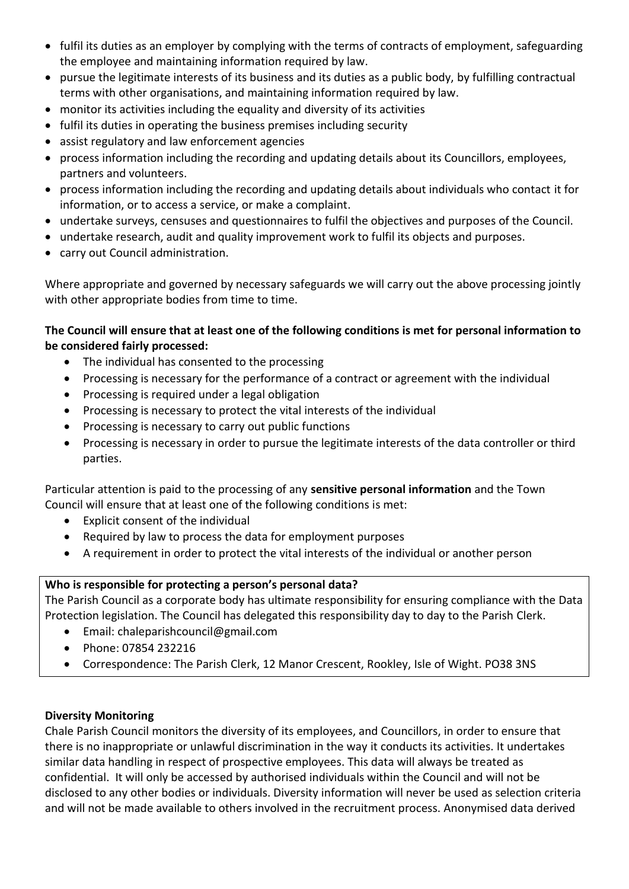- fulfil its duties as an employer by complying with the terms of contracts of employment, safeguarding the employee and maintaining information required by law.
- pursue the legitimate interests of its business and its duties as a public body, by fulfilling contractual terms with other organisations, and maintaining information required by law.
- monitor its activities including the equality and diversity of its activities
- fulfil its duties in operating the business premises including security
- assist regulatory and law enforcement agencies
- process information including the recording and updating details about its Councillors, employees, partners and volunteers.
- process information including the recording and updating details about individuals who contact it for information, or to access a service, or make a complaint.
- undertake surveys, censuses and questionnaires to fulfil the objectives and purposes of the Council.
- undertake research, audit and quality improvement work to fulfil its objects and purposes.
- carry out Council administration.

Where appropriate and governed by necessary safeguards we will carry out the above processing jointly with other appropriate bodies from time to time.

**The Council will ensure that at least one of the following conditions is met for personal information to be considered fairly processed:**

- The individual has consented to the processing
- Processing is necessary for the performance of a contract or agreement with the individual
- Processing is required under a legal obligation
- Processing is necessary to protect the vital interests of the individual
- Processing is necessary to carry out public functions
- Processing is necessary in order to pursue the legitimate interests of the data controller or third parties.

Particular attention is paid to the processing of any **sensitive personal information** and the Town Council will ensure that at least one of the following conditions is met:

- Explicit consent of the individual
- Required by law to process the data for employment purposes
- A requirement in order to protect the vital interests of the individual or another person

**Who is responsible for protecting a person's personal data?**

The Parish Council as a corporate body has ultimate responsibility for ensuring compliance with the Data Protection legislation. The Council has delegated this responsibility day to day to the Parish Clerk.

- Email: chaleparishcouncil@gmail.com
- Phone: 07854 232216
- Correspondence: The Parish Clerk, 12 Manor Crescent, Rookley, Isle of Wight. PO38 3NS

**Diversity Monitoring**

Chale Parish Council monitors the diversity of its employees, and Councillors, in order to ensure that there is no inappropriate or unlawful discrimination in the way it conducts its activities. It undertakes similar data handling in respect of prospective employees. This data will always be treated as confidential. It will only be accessed by authorised individuals within the Council and will not be disclosed to any other bodies or individuals. Diversity information will never be used as selection criteria and will not be made available to others involved in the recruitment process. Anonymised data derived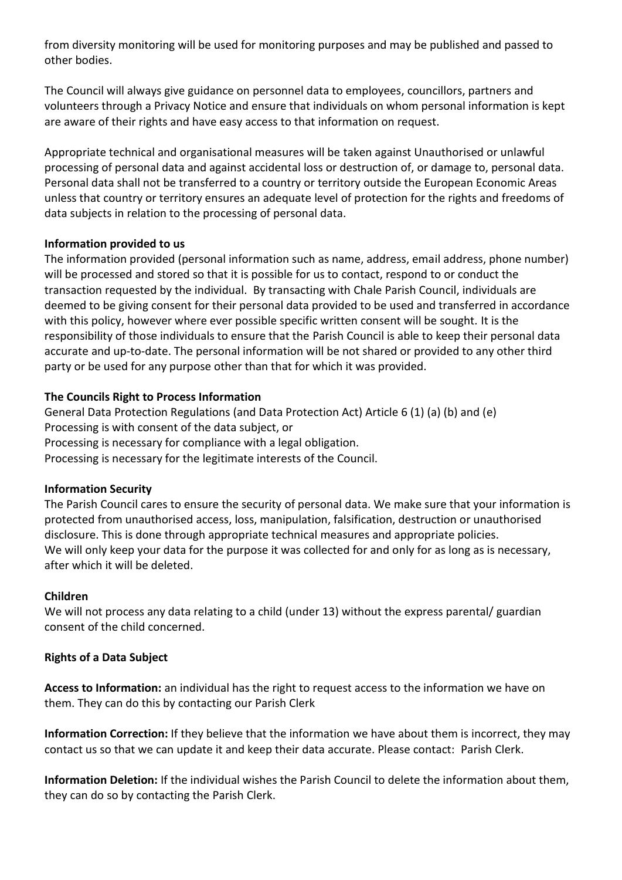from diversity monitoring will be used for monitoring purposes and may be published and passed to other bodies.

The Council will always give guidance on personnel data to employees, councillors, partners and volunteers through a Privacy Notice and ensure that individuals on whom personal information is kept are aware of their rights and have easy access to that information on request.

Appropriate technical and organisational measures will be taken against Unauthorised or unlawful processing of personal data and against accidental loss or destruction of, or damage to, personal data. Personal data shall not be transferred to a country or territory outside the European Economic Areas unless that country or territory ensures an adequate level of protection for the rights and freedoms of data subjects in relation to the processing of personal data.

**Information provided to us**

The information provided (personal information such as name, address, email address, phone number) will be processed and stored so that it is possible for us to contact, respond to or conduct the transaction requested by the individual. By transacting with Chale Parish Council, individuals are deemed to be giving consent for their personal data provided to be used and transferred in accordance with this policy, however where ever possible specific written consent will be sought. It is the responsibility of those individuals to ensure that the Parish Council is able to keep their personal data accurate and up-to-date. The personal information will be not shared or provided to any other third party or be used for any purpose other than that for which it was provided.

**The Councils Right to Process Information**

General Data Protection Regulations (and Data Protection Act) Article 6 (1) (a) (b) and (e)
Processing is with consent of the data subject, or
Processing is necessary for compliance with a legal obligation.
Processing is necessary for the legitimate interests of the Council.

**Information Security**

The Parish Council cares to ensure the security of personal data. We make sure that your information is protected from unauthorised access, loss, manipulation, falsification, destruction or unauthorised disclosure. This is done through appropriate technical measures and appropriate policies.
We will only keep your data for the purpose it was collected for and only for as long as is necessary, after which it will be deleted.

**Children**

We will not process any data relating to a child (under 13) without the express parental/ guardian consent of the child concerned.

**Rights of a Data Subject**

**Access to Information:** an individual has the right to request access to the information we have on them. They can do this by contacting our Parish Clerk

**Information Correction:** If they believe that the information we have about them is incorrect, they may contact us so that we can update it and keep their data accurate. Please contact: Parish Clerk.

**Information Deletion:** If the individual wishes the Parish Council to delete the information about them, they can do so by contacting the Parish Clerk.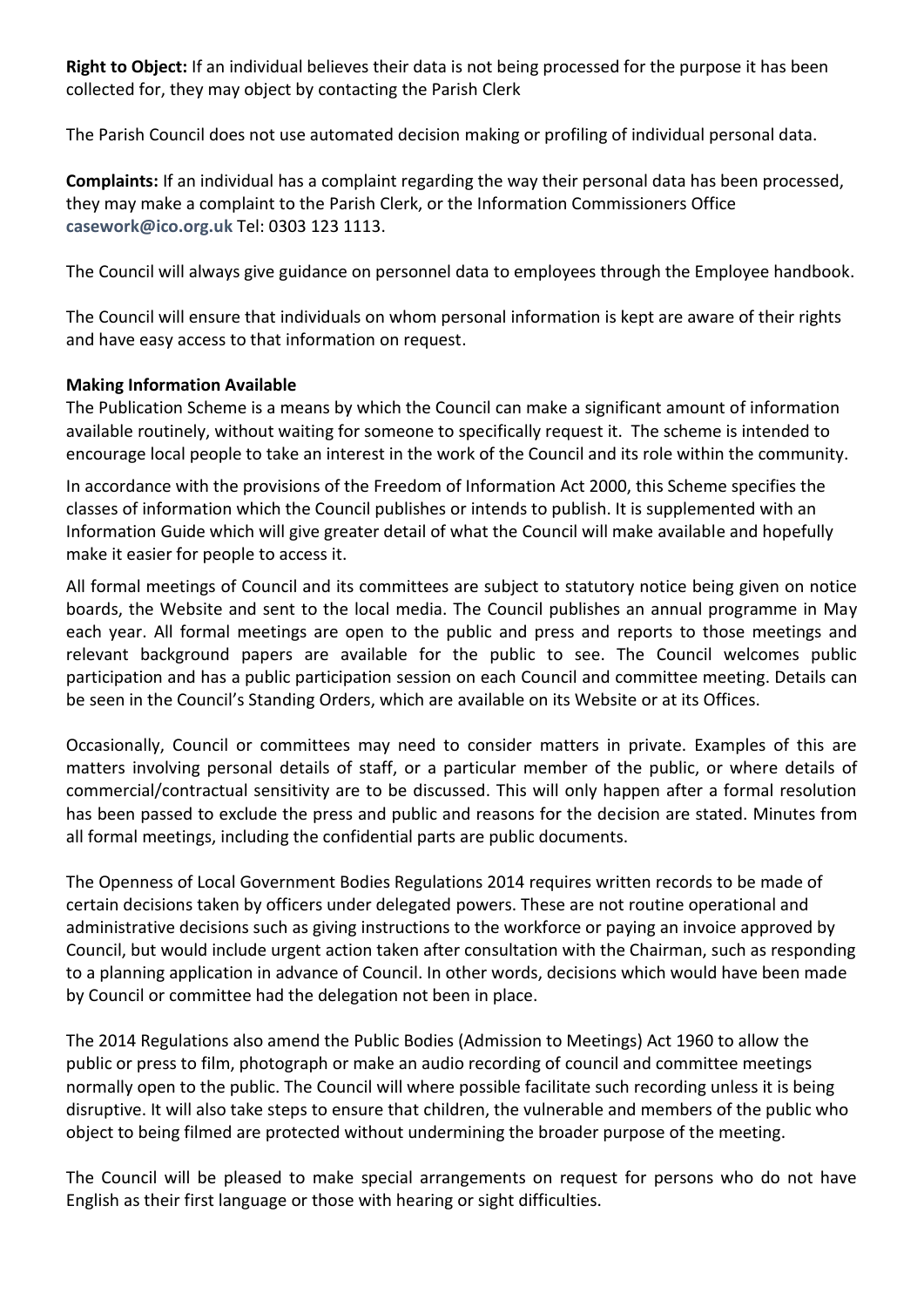**Right to Object:** If an individual believes their data is not being processed for the purpose it has been collected for, they may object by contacting the Parish Clerk

The Parish Council does not use automated decision making or profiling of individual personal data.

**Complaints:** If an individual has a complaint regarding the way their personal data has been processed, they may make a complaint to the Parish Clerk, or the Information Commissioners Office **casework@ico.org.uk** Tel: 0303 123 1113.

The Council will always give guidance on personnel data to employees through the Employee handbook.

The Council will ensure that individuals on whom personal information is kept are aware of their rights and have easy access to that information on request.

**Making Information Available**

The Publication Scheme is a means by which the Council can make a significant amount of information available routinely, without waiting for someone to specifically request it. The scheme is intended to encourage local people to take an interest in the work of the Council and its role within the community.

In accordance with the provisions of the Freedom of Information Act 2000, this Scheme specifies the classes of information which the Council publishes or intends to publish. It is supplemented with an Information Guide which will give greater detail of what the Council will make available and hopefully make it easier for people to access it.

All formal meetings of Council and its committees are subject to statutory notice being given on notice boards, the Website and sent to the local media. The Council publishes an annual programme in May each year. All formal meetings are open to the public and press and reports to those meetings and relevant background papers are available for the public to see. The Council welcomes public participation and has a public participation session on each Council and committee meeting. Details can be seen in the Council's Standing Orders, which are available on its Website or at its Offices.

Occasionally, Council or committees may need to consider matters in private. Examples of this are matters involving personal details of staff, or a particular member of the public, or where details of commercial/contractual sensitivity are to be discussed. This will only happen after a formal resolution has been passed to exclude the press and public and reasons for the decision are stated. Minutes from all formal meetings, including the confidential parts are public documents.

The Openness of Local Government Bodies Regulations 2014 requires written records to be made of certain decisions taken by officers under delegated powers. These are not routine operational and administrative decisions such as giving instructions to the workforce or paying an invoice approved by Council, but would include urgent action taken after consultation with the Chairman, such as responding to a planning application in advance of Council. In other words, decisions which would have been made by Council or committee had the delegation not been in place.

The 2014 Regulations also amend the Public Bodies (Admission to Meetings) Act 1960 to allow the public or press to film, photograph or make an audio recording of council and committee meetings normally open to the public. The Council will where possible facilitate such recording unless it is being disruptive. It will also take steps to ensure that children, the vulnerable and members of the public who object to being filmed are protected without undermining the broader purpose of the meeting.

The Council will be pleased to make special arrangements on request for persons who do not have English as their first language or those with hearing or sight difficulties.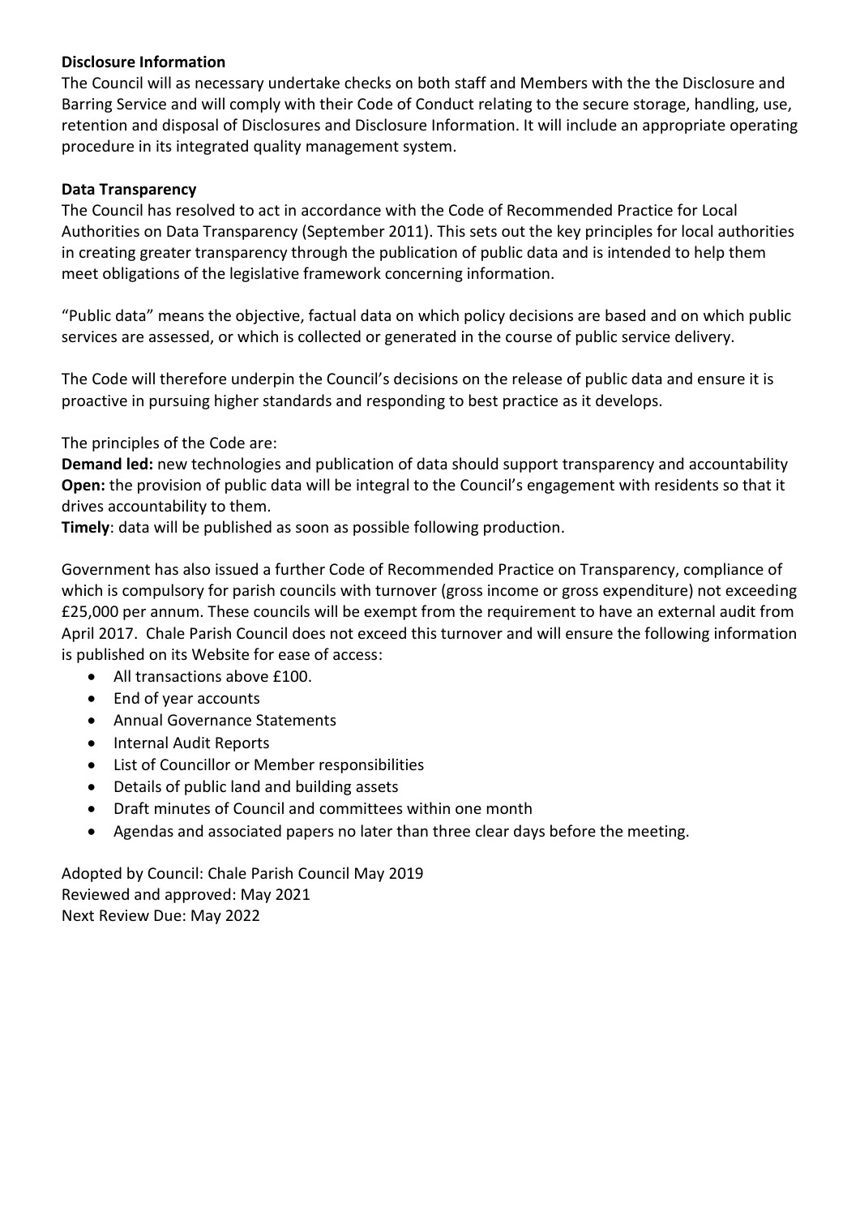**Disclosure Information**

The Council will as necessary undertake checks on both staff and Members with the the Disclosure and Barring Service and will comply with their Code of Conduct relating to the secure storage, handling, use, retention and disposal of Disclosures and Disclosure Information. It will include an appropriate operating procedure in its integrated quality management system.

**Data Transparency**

The Council has resolved to act in accordance with the Code of Recommended Practice for Local Authorities on Data Transparency (September 2011). This sets out the key principles for local authorities in creating greater transparency through the publication of public data and is intended to help them meet obligations of the legislative framework concerning information.

"Public data" means the objective, factual data on which policy decisions are based and on which public services are assessed, or which is collected or generated in the course of public service delivery.

The Code will therefore underpin the Council's decisions on the release of public data and ensure it is proactive in pursuing higher standards and responding to best practice as it develops.

The principles of the Code are:

**Demand led:** new technologies and publication of data should support transparency and accountability
**Open:** the provision of public data will be integral to the Council's engagement with residents so that it drives accountability to them.
**Timely**: data will be published as soon as possible following production.

Government has also issued a further Code of Recommended Practice on Transparency, compliance of which is compulsory for parish councils with turnover (gross income or gross expenditure) not exceeding £25,000 per annum. These councils will be exempt from the requirement to have an external audit from April 2017. Chale Parish Council does not exceed this turnover and will ensure the following information is published on its Website for ease of access:

- All transactions above £100.
- End of year accounts
- Annual Governance Statements
- Internal Audit Reports
- List of Councillor or Member responsibilities
- Details of public land and building assets
- Draft minutes of Council and committees within one month
- Agendas and associated papers no later than three clear days before the meeting.

Adopted by Council: Chale Parish Council May 2019
Reviewed and approved: May 2021
Next Review Due: May 2022